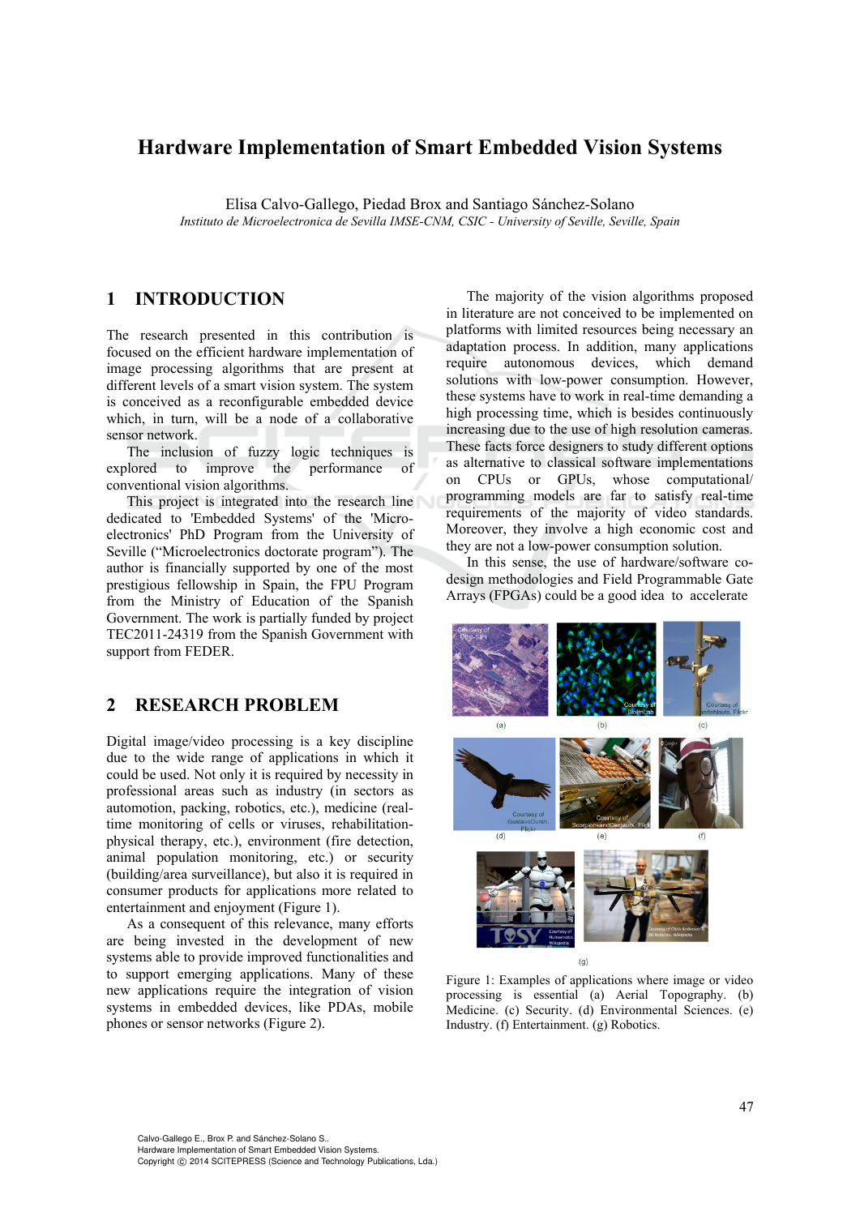# Hardware Implementation of Smart Embedded Vision Systems

Elisa Calvo-Gallego, Piedad Brox and Santiago Sánchez-Solano

*Instituto de Microelectronica de Sevilla IMSE-CNM, CSIC - University of Seville, Seville, Spain*

## 1 INTRODUCTION

The research presented in this contribution is focused on the efficient hardware implementation of image processing algorithms that are present at different levels of a smart vision system. The system is conceived as a reconfigurable embedded device which, in turn, will be a node of a collaborative sensor network.

The inclusion of fuzzy logic techniques is explored to improve the performance of conventional vision algorithms.

This project is integrated into the research line dedicated to 'Embedded Systems' of the 'Micro-electronics' PhD Program from the University of Seville ("Microelectronics doctorate program"). The author is financially supported by one of the most prestigious fellowship in Spain, the FPU Program from the Ministry of Education of the Spanish Government. The work is partially funded by project TEC2011-24319 from the Spanish Government with support from FEDER.

## 2 RESEARCH PROBLEM

Digital image/video processing is a key discipline due to the wide range of applications in which it could be used. Not only it is required by necessity in professional areas such as industry (in sectors as automotion, packing, robotics, etc.), medicine (real-time monitoring of cells or viruses, rehabilitation-physical therapy, etc.), environment (fire detection, animal population monitoring, etc.) or security (building/area surveillance), but also it is required in consumer products for applications more related to entertainment and enjoyment (Figure 1).

As a consequent of this relevance, many efforts are being invested in the development of new systems able to provide improved functionalities and to support emerging applications. Many of these new applications require the integration of vision systems in embedded devices, like PDAs, mobile phones or sensor networks (Figure 2).

The majority of the vision algorithms proposed in literature are not conceived to be implemented on platforms with limited resources being necessary an adaptation process. In addition, many applications require autonomous devices, which demand solutions with low-power consumption. However, these systems have to work in real-time demanding a high processing time, which is besides continuously increasing due to the use of high resolution cameras. These facts force designers to study different options as alternative to classical software implementations on CPUs or GPUs, whose computational/programming models are far to satisfy real-time requirements of the majority of video standards. Moreover, they involve a high economic cost and they are not a low-power consumption solution.

In this sense, the use of hardware/software co-design methodologies and Field Programmable Gate Arrays (FPGAs) could be a good idea to accelerate

Figure 1: Examples of applications where image or video processing is essential (a) Aerial Topography. (b) Medicine. (c) Security. (d) Environmental Sciences. (e) Industry. (f) Entertainment. (g) Robotics.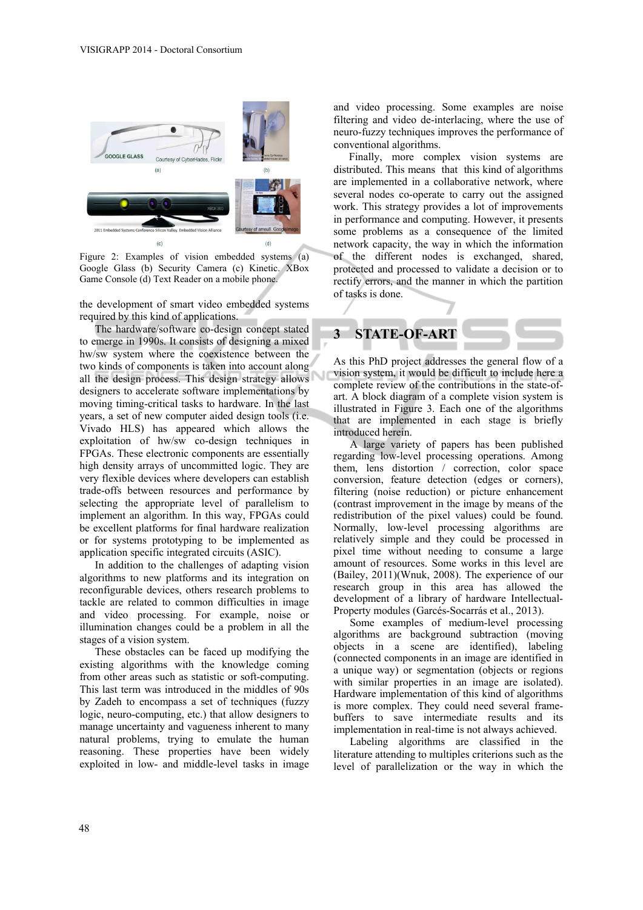Figure 2: Examples of vision embedded systems (a) Google Glass (b) Security Camera (c) Kinetic. XBox Game Console (d) Text Reader on a mobile phone.

the development of smart video embedded systems required by this kind of applications.

The hardware/software co-design concept stated to emerge in 1990s. It consists of designing a mixed hw/sw system where the coexistence between the two kinds of components is taken into account along all the design process. This design strategy allows designers to accelerate software implementations by moving timing-critical tasks to hardware. In the last years, a set of new computer aided design tools (i.e. Vivado HLS) has appeared which allows the exploitation of hw/sw co-design techniques in FPGAs. These electronic components are essentially high density arrays of uncommitted logic. They are very flexible devices where developers can establish trade-offs between resources and performance by selecting the appropriate level of parallelism to implement an algorithm. In this way, FPGAs could be excellent platforms for final hardware realization or for systems prototyping to be implemented as application specific integrated circuits (ASIC).

In addition to the challenges of adapting vision algorithms to new platforms and its integration on reconfigurable devices, others research problems to tackle are related to common difficulties in image and video processing. For example, noise or illumination changes could be a problem in all the stages of a vision system.

These obstacles can be faced up modifying the existing algorithms with the knowledge coming from other areas such as statistic or soft-computing. This last term was introduced in the middles of 90s by Zadeh to encompass a set of techniques (fuzzy logic, neuro-computing, etc.) that allow designers to manage uncertainty and vagueness inherent to many natural problems, trying to emulate the human reasoning. These properties have been widely exploited in low- and middle-level tasks in image and video processing. Some examples are noise filtering and video de-interlacing, where the use of neuro-fuzzy techniques improves the performance of conventional algorithms.

Finally, more complex vision systems are distributed. This means that this kind of algorithms are implemented in a collaborative network, where several nodes co-operate to carry out the assigned work. This strategy provides a lot of improvements in performance and computing. However, it presents some problems as a consequence of the limited network capacity, the way in which the information of the different nodes is exchanged, shared, protected and processed to validate a decision or to rectify errors, and the manner in which the partition of tasks is done.

## 3 STATE-OF-ART

As this PhD project addresses the general flow of a vision system, it would be difficult to include here a complete review of the contributions in the state-of-art. A block diagram of a complete vision system is illustrated in Figure 3. Each one of the algorithms that are implemented in each stage is briefly introduced herein.

A large variety of papers has been published regarding low-level processing operations. Among them, lens distortion / correction, color space conversion, feature detection (edges or corners), filtering (noise reduction) or picture enhancement (contrast improvement in the image by means of the redistribution of the pixel values) could be found. Normally, low-level processing algorithms are relatively simple and they could be processed in pixel time without needing to consume a large amount of resources. Some works in this level are (Bailey, 2011)(Wnuk, 2008). The experience of our research group in this area has allowed the development of a library of hardware Intellectual-Property modules (Garcés-Socarrás et al., 2013).

Some examples of medium-level processing algorithms are background subtraction (moving objects in a scene are identified), labeling (connected components in an image are identified in a unique way) or segmentation (objects or regions with similar properties in an image are isolated). Hardware implementation of this kind of algorithms is more complex. They could need several frame-buffers to save intermediate results and its implementation in real-time is not always achieved.

Labeling algorithms are classified in the literature attending to multiples criterions such as the level of parallelization or the way in which the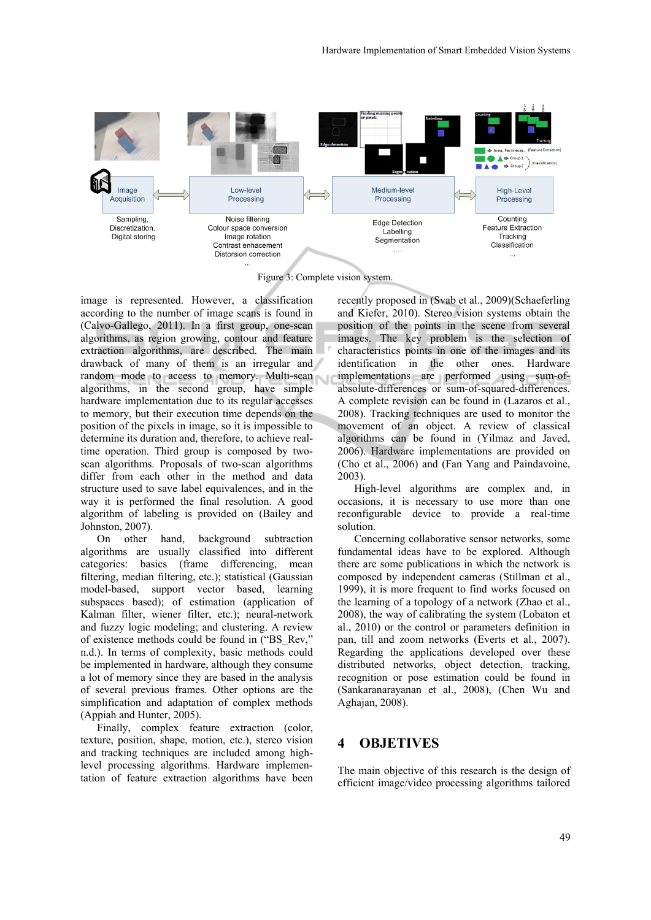Figure 3: Complete vision system.

image is represented. However, a classification according to the number of image scans is found in (Calvo-Gallego, 2011). In a first group, one-scan algorithms, as region growing, contour and feature extraction algorithms, are described. The main drawback of many of them is an irregular and random mode to access to memory. Multi-scan algorithms, in the second group, have simple hardware implementation due to its regular accesses to memory, but their execution time depends on the position of the pixels in image, so it is impossible to determine its duration and, therefore, to achieve real-time operation. Third group is composed by two-scan algorithms. Proposals of two-scan algorithms differ from each other in the method and data structure used to save label equivalences, and in the way it is performed the final resolution. A good algorithm of labeling is provided on (Bailey and Johnston, 2007).

On other hand, background subtraction algorithms are usually classified into different categories: basics (frame differencing, mean filtering, median filtering, etc.); statistical (Gaussian model-based, support vector based, learning subspaces based); of estimation (application of Kalman filter, wiener filter, etc.); neural-network and fuzzy logic modeling; and clustering. A review of existence methods could be found in ("BS_Rev," n.d.). In terms of complexity, basic methods could be implemented in hardware, although they consume a lot of memory since they are based in the analysis of several previous frames. Other options are the simplification and adaptation of complex methods (Appiah and Hunter, 2005).

Finally, complex feature extraction (color, texture, position, shape, motion, etc.), stereo vision and tracking techniques are included among high-level processing algorithms. Hardware implementation of feature extraction algorithms have been recently proposed in (Svab et al., 2009)(Schaeferling and Kiefer, 2010). Stereo vision systems obtain the position of the points in the scene from several images. The key problem is the selection of characteristics points in one of the images and its identification in the other ones. Hardware implementations are performed using sum-of-absolute-differences or sum-of-squared-differences. A complete revision can be found in (Lazaros et al., 2008). Tracking techniques are used to monitor the movement of an object. A review of classical algorithms can be found in (Yilmaz and Javed, 2006). Hardware implementations are provided on (Cho et al., 2006) and (Fan Yang and Paindavoine, 2003).

High-level algorithms are complex and, in occasions, it is necessary to use more than one reconfigurable device to provide a real-time solution.

Concerning collaborative sensor networks, some fundamental ideas have to be explored. Although there are some publications in which the network is composed by independent cameras (Stillman et al., 1999), it is more frequent to find works focused on the learning of a topology of a network (Zhao et al., 2008), the way of calibrating the system (Lobaton et al., 2010) or the control or parameters definition in pan, till and zoom networks (Everts et al., 2007). Regarding the applications developed over these distributed networks, object detection, tracking, recognition or pose estimation could be found in (Sankaranarayanan et al., 2008), (Chen Wu and Aghajan, 2008).

## 4 OBJETIVES

The main objective of this research is the design of efficient image/video processing algorithms tailored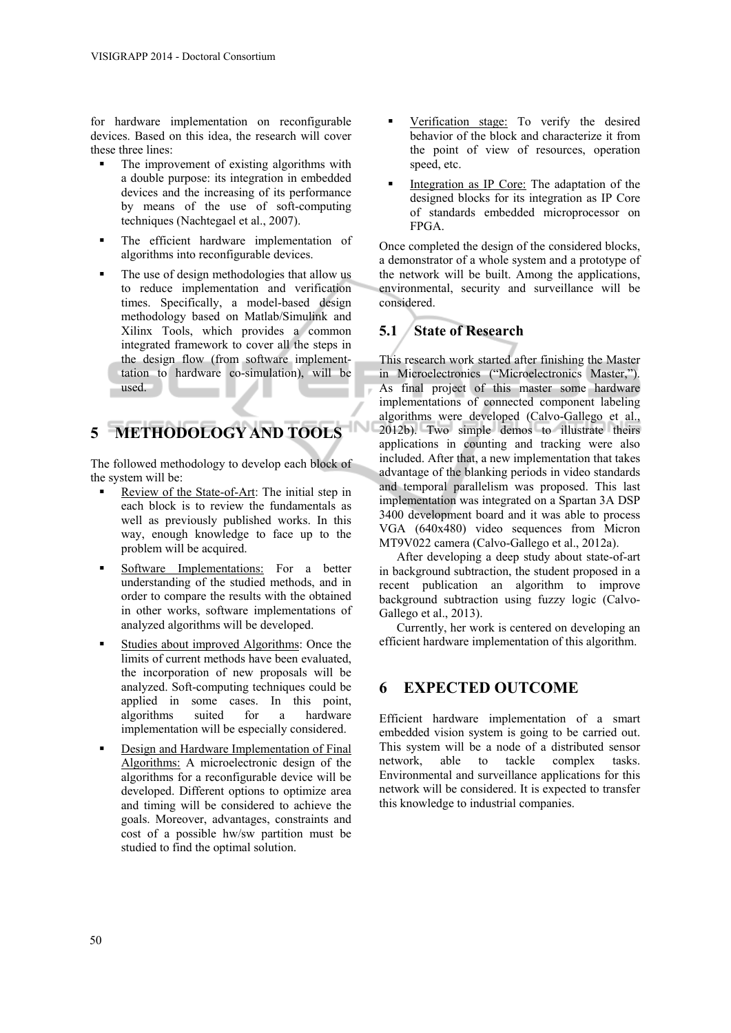for hardware implementation on reconfigurable devices. Based on this idea, the research will cover these three lines:

- The improvement of existing algorithms with a double purpose: its integration in embedded devices and the increasing of its performance by means of the use of soft-computing techniques (Nachtegael et al., 2007).
- The efficient hardware implementation of algorithms into reconfigurable devices.
- The use of design methodologies that allow us to reduce implementation and verification times. Specifically, a model-based design methodology based on Matlab/Simulink and Xilinx Tools, which provides a common integrated framework to cover all the steps in the design flow (from software implementtation to hardware co-simulation), will be used.

# 5 METHODOLOGY AND TOOLS

The followed methodology to develop each block of the system will be:

- Review of the State-of-Art: The initial step in each block is to review the fundamentals as well as previously published works. In this way, enough knowledge to face up to the problem will be acquired.
- Software Implementations: For a better understanding of the studied methods, and in order to compare the results with the obtained in other works, software implementations of analyzed algorithms will be developed.
- Studies about improved Algorithms: Once the limits of current methods have been evaluated, the incorporation of new proposals will be analyzed. Soft-computing techniques could be applied in some cases. In this point, algorithms suited for a hardware implementation will be especially considered.
- Design and Hardware Implementation of Final Algorithms: A microelectronic design of the algorithms for a reconfigurable device will be developed. Different options to optimize area and timing will be considered to achieve the goals. Moreover, advantages, constraints and cost of a possible hw/sw partition must be studied to find the optimal solution.
- Verification stage: To verify the desired behavior of the block and characterize it from the point of view of resources, operation speed, etc.
- Integration as IP Core: The adaptation of the designed blocks for its integration as IP Core of standards embedded microprocessor on FPGA.

Once completed the design of the considered blocks, a demonstrator of a whole system and a prototype of the network will be built. Among the applications, environmental, security and surveillance will be considered.

## 5.1 State of Research

This research work started after finishing the Master in Microelectronics ("Microelectronics Master,"). As final project of this master some hardware implementations of connected component labeling algorithms were developed (Calvo-Gallego et al., 2012b). Two simple demos to illustrate theirs applications in counting and tracking were also included. After that, a new implementation that takes advantage of the blanking periods in video standards and temporal parallelism was proposed. This last implementation was integrated on a Spartan 3A DSP 3400 development board and it was able to process VGA (640x480) video sequences from Micron MT9V022 camera (Calvo-Gallego et al., 2012a).

After developing a deep study about state-of-art in background subtraction, the student proposed in a recent publication an algorithm to improve background subtraction using fuzzy logic (Calvo-Gallego et al., 2013).

Currently, her work is centered on developing an efficient hardware implementation of this algorithm.

# 6 EXPECTED OUTCOME

Efficient hardware implementation of a smart embedded vision system is going to be carried out. This system will be a node of a distributed sensor network, able to tackle complex tasks. Environmental and surveillance applications for this network will be considered. It is expected to transfer this knowledge to industrial companies.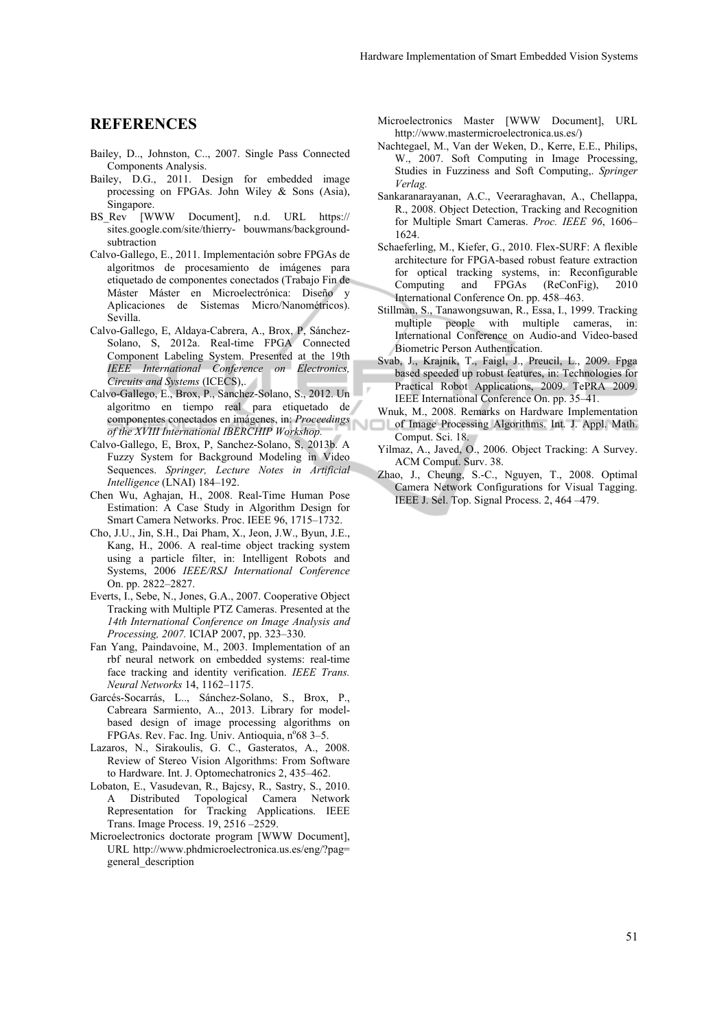## REFERENCES

Bailey, D.., Johnston, C.., 2007. Single Pass Connected Components Analysis.

Bailey, D.G., 2011. Design for embedded image processing on FPGAs. John Wiley & Sons (Asia), Singapore.

BS_Rev [WWW Document], n.d. URL https://sites.google.com/site/thierry- bouwmans/background-subtraction

Calvo-Gallego, E., 2011. Implementación sobre FPGAs de algoritmos de procesamiento de imágenes para etiquetado de componentes conectados (Trabajo Fin de Máster Máster en Microelectrónica: Diseño y Aplicaciones de Sistemas Micro/Nanométricos). Sevilla.

Calvo-Gallego, E, Aldaya-Cabrera, A., Brox, P, Sánchez-Solano, S, 2012a. Real-time FPGA Connected Component Labeling System. Presented at the 19th *IEEE International Conference on Electronics, Circuits and Systems* (ICECS),.

Calvo-Gallego, E., Brox, P., Sanchez-Solano, S., 2012. Un algoritmo en tiempo real para etiquetado de componentes conectados en imágenes, in: *Proceedings of the XVIII International IBERCHIP Workshop.*

Calvo-Gallego, E, Brox, P, Sanchez-Solano, S, 2013b. A Fuzzy System for Background Modeling in Video Sequences. *Springer, Lecture Notes in Artificial Intelligence* (LNAI) 184–192.

Chen Wu, Aghajan, H., 2008. Real-Time Human Pose Estimation: A Case Study in Algorithm Design for Smart Camera Networks. Proc. IEEE 96, 1715–1732.

Cho, J.U., Jin, S.H., Dai Pham, X., Jeon, J.W., Byun, J.E., Kang, H., 2006. A real-time object tracking system using a particle filter, in: Intelligent Robots and Systems, 2006 *IEEE/RSJ International Conference* On. pp. 2822–2827.

Everts, I., Sebe, N., Jones, G.A., 2007. Cooperative Object Tracking with Multiple PTZ Cameras. Presented at the *14th International Conference on Image Analysis and Processing, 2007.* ICIAP 2007, pp. 323–330.

Fan Yang, Paindavoine, M., 2003. Implementation of an rbf neural network on embedded systems: real-time face tracking and identity verification. *IEEE Trans. Neural Networks* 14, 1162–1175.

Garcés-Socarrás, L.., Sánchez-Solano, S., Brox, P., Cabreara Sarmiento, A.., 2013. Library for model-based design of image processing algorithms on FPGAs. Rev. Fac. Ing. Univ. Antioquia, nº68 3–5.

Lazaros, N., Sirakoulis, G. C., Gasteratos, A., 2008. Review of Stereo Vision Algorithms: From Software to Hardware. Int. J. Optomechatronics 2, 435–462.

Lobaton, E., Vasudevan, R., Bajcsy, R., Sastry, S., 2010. A Distributed Topological Camera Network Representation for Tracking Applications. IEEE Trans. Image Process. 19, 2516 –2529.

Microelectronics doctorate program [WWW Document], URL http://www.phdmicroelectronica.us.es/eng/?pag=general_description

Microelectronics Master [WWW Document], URL http://www.mastermicroelectronica.us.es/)

Nachtegael, M., Van der Weken, D., Kerre, E.E., Philips, W., 2007. Soft Computing in Image Processing, Studies in Fuzziness and Soft Computing,. *Springer Verlag.*

Sankaranarayanan, A.C., Veeraraghavan, A., Chellappa, R., 2008. Object Detection, Tracking and Recognition for Multiple Smart Cameras. *Proc. IEEE 96*, 1606–1624.

Schaeferling, M., Kiefer, G., 2010. Flex-SURF: A flexible architecture for FPGA-based robust feature extraction for optical tracking systems, in: Reconfigurable Computing and FPGAs (ReConFig), 2010 International Conference On. pp. 458–463.

Stillman, S., Tanawongsuwan, R., Essa, I., 1999. Tracking multiple people with multiple cameras, in: International Conference on Audio-and Video-based Biometric Person Authentication.

Svab, J., Krajník, T., Faigl, J., Preucil, L., 2009. Fpga based speeded up robust features, in: Technologies for Practical Robot Applications, 2009. TePRA 2009. IEEE International Conference On. pp. 35–41.

Wnuk, M., 2008. Remarks on Hardware Implementation of Image Processing Algorithms. Int. J. Appl. Math. Comput. Sci. 18.

Yilmaz, A., Javed, O., 2006. Object Tracking: A Survey. ACM Comput. Surv. 38.

Zhao, J., Cheung, S.-C., Nguyen, T., 2008. Optimal Camera Network Configurations for Visual Tagging. IEEE J. Sel. Top. Signal Process. 2, 464 –479.